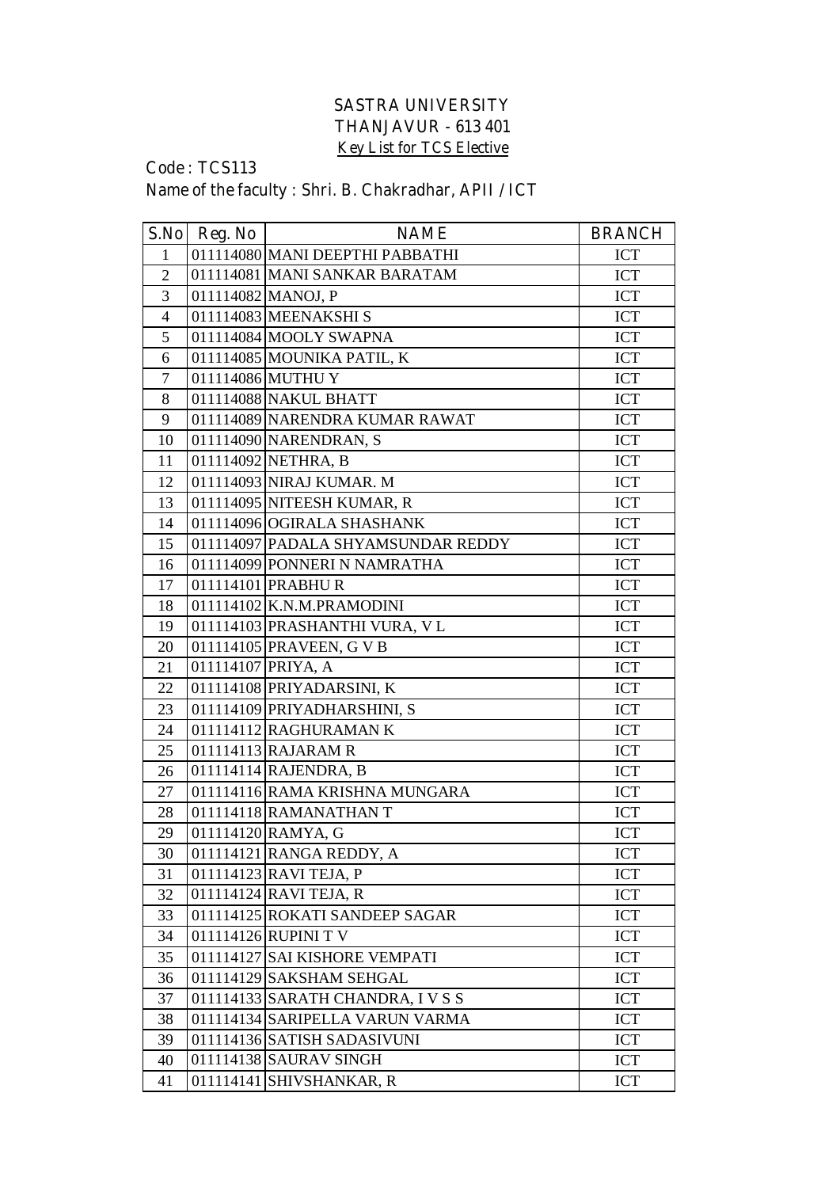# SASTRA UNIVERSITY
## THANJAVUR - 613 401
### Key List for TCS Elective

Code : TCS113

Name of the faculty : Shri. B. Chakradhar, APII / ICT

| S.No | Reg. No | NAME | BRANCH |
|---|---|---|---|
| 1 | 011114080 | MANI DEEPTHI PABBATHI | ICT |
| 2 | 011114081 | MANI SANKAR BARATAM | ICT |
| 3 | 011114082 | MANOJ, P | ICT |
| 4 | 011114083 | MEENAKSHI S | ICT |
| 5 | 011114084 | MOOLY SWAPNA | ICT |
| 6 | 011114085 | MOUNIKA PATIL, K | ICT |
| 7 | 011114086 | MUTHU Y | ICT |
| 8 | 011114088 | NAKUL BHATT | ICT |
| 9 | 011114089 | NARENDRA KUMAR RAWAT | ICT |
| 10 | 011114090 | NARENDRAN, S | ICT |
| 11 | 011114092 | NETHRA, B | ICT |
| 12 | 011114093 | NIRAJ KUMAR. M | ICT |
| 13 | 011114095 | NITEESH KUMAR, R | ICT |
| 14 | 011114096 | OGIRALA SHASHANK | ICT |
| 15 | 011114097 | PADALA SHYAMSUNDAR REDDY | ICT |
| 16 | 011114099 | PONNERI N NAMRATHA | ICT |
| 17 | 011114101 | PRABHU R | ICT |
| 18 | 011114102 | K.N.M.PRAMODINI | ICT |
| 19 | 011114103 | PRASHANTHI VURA, V L | ICT |
| 20 | 011114105 | PRAVEEN, G V B | ICT |
| 21 | 011114107 | PRIYA, A | ICT |
| 22 | 011114108 | PRIYADARSINI, K | ICT |
| 23 | 011114109 | PRIYADHARSHINI, S | ICT |
| 24 | 011114112 | RAGHURAMAN K | ICT |
| 25 | 011114113 | RAJARAM R | ICT |
| 26 | 011114114 | RAJENDRA, B | ICT |
| 27 | 011114116 | RAMA KRISHNA MUNGARA | ICT |
| 28 | 011114118 | RAMANATHAN T | ICT |
| 29 | 011114120 | RAMYA, G | ICT |
| 30 | 011114121 | RANGA REDDY, A | ICT |
| 31 | 011114123 | RAVI TEJA, P | ICT |
| 32 | 011114124 | RAVI TEJA, R | ICT |
| 33 | 011114125 | ROKATI SANDEEP SAGAR | ICT |
| 34 | 011114126 | RUPINI T V | ICT |
| 35 | 011114127 | SAI KISHORE VEMPATI | ICT |
| 36 | 011114129 | SAKSHAM SEHGAL | ICT |
| 37 | 011114133 | SARATH CHANDRA, I V S S | ICT |
| 38 | 011114134 | SARIPELLA VARUN VARMA | ICT |
| 39 | 011114136 | SATISH SADASIVUNI | ICT |
| 40 | 011114138 | SAURAV SINGH | ICT |
| 41 | 011114141 | SHIVSHANKAR, R | ICT |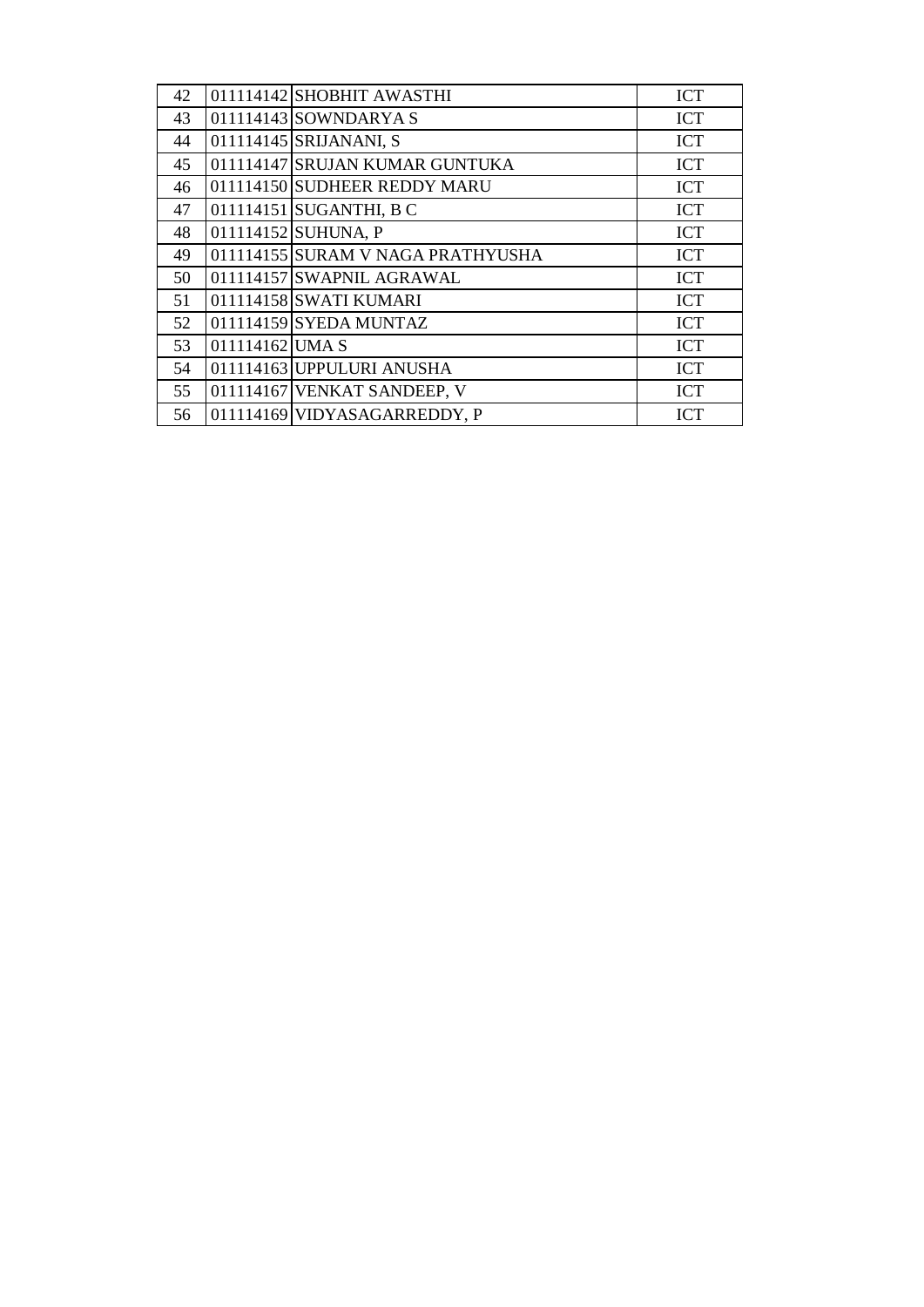| | | | |
|---|---|---|---|
| 42 | 011114142 | SHOBHIT AWASTHI | ICT |
| 43 | 011114143 | SOWNDARYA S | ICT |
| 44 | 011114145 | SRIJANANI, S | ICT |
| 45 | 011114147 | SRUJAN KUMAR GUNTUKA | ICT |
| 46 | 011114150 | SUDHEER REDDY MARU | ICT |
| 47 | 011114151 | SUGANTHI, B C | ICT |
| 48 | 011114152 | SUHUNA, P | ICT |
| 49 | 011114155 | SURAM V NAGA PRATHYUSHA | ICT |
| 50 | 011114157 | SWAPNIL AGRAWAL | ICT |
| 51 | 011114158 | SWATI KUMARI | ICT |
| 52 | 011114159 | SYEDA MUNTAZ | ICT |
| 53 | 011114162 | UMA S | ICT |
| 54 | 011114163 | UPPULURI ANUSHA | ICT |
| 55 | 011114167 | VENKAT SANDEEP, V | ICT |
| 56 | 011114169 | VIDYASAGARREDDY, P | ICT |